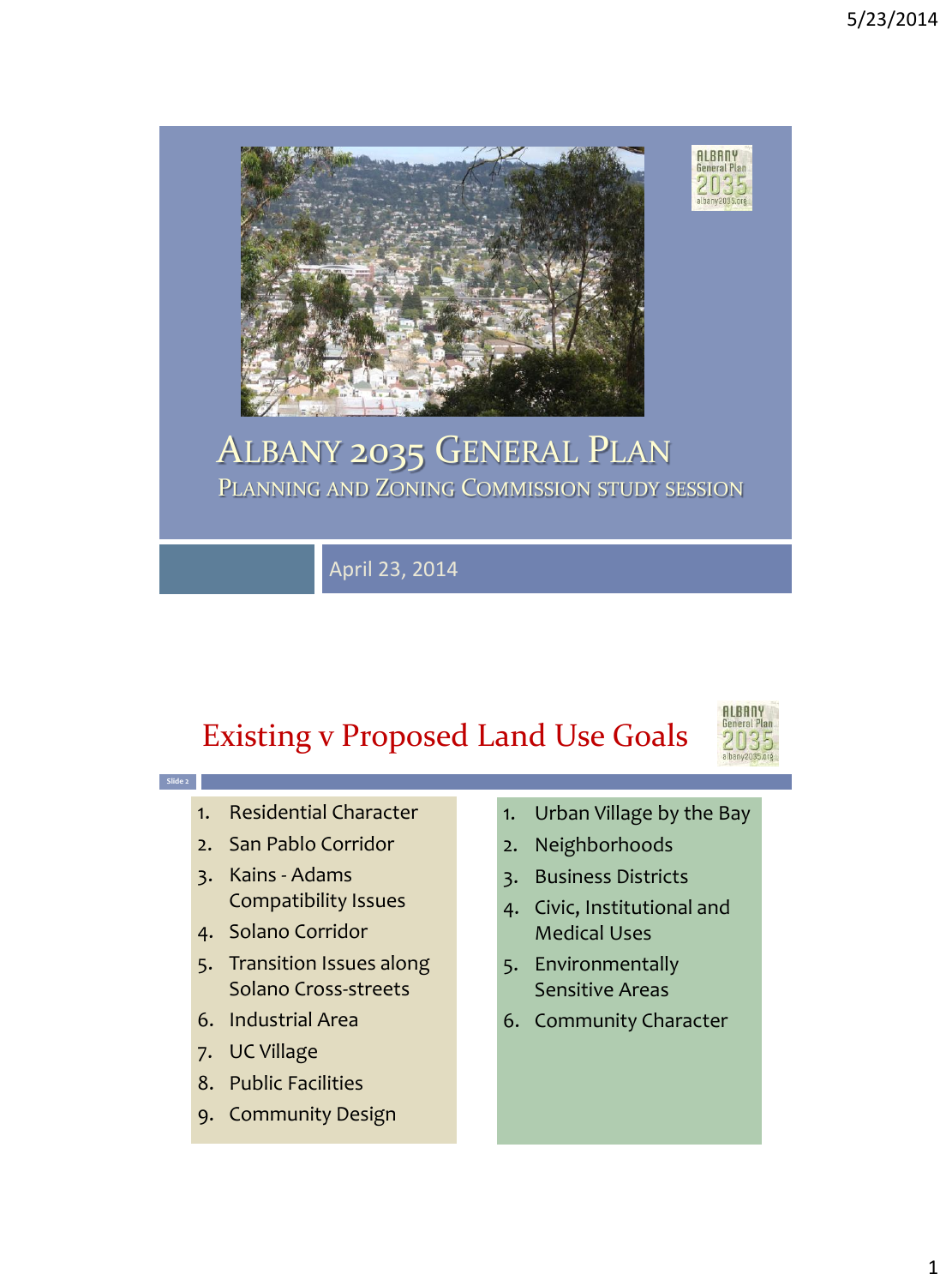# Albany 2035 General Plan

## Planning and Zoning Commission Study Session

April 23, 2014

## Existing v Proposed Land Use Goals

1. Residential Character
2. San Pablo Corridor
3. Kains - Adams Compatibility Issues
4. Solano Corridor
5. Transition Issues along Solano Cross-streets
6. Industrial Area
7. UC Village
8. Public Facilities
9. Community Design

1. Urban Village by the Bay
2. Neighborhoods
3. Business Districts
4. Civic, Institutional and Medical Uses
5. Environmentally Sensitive Areas
6. Community Character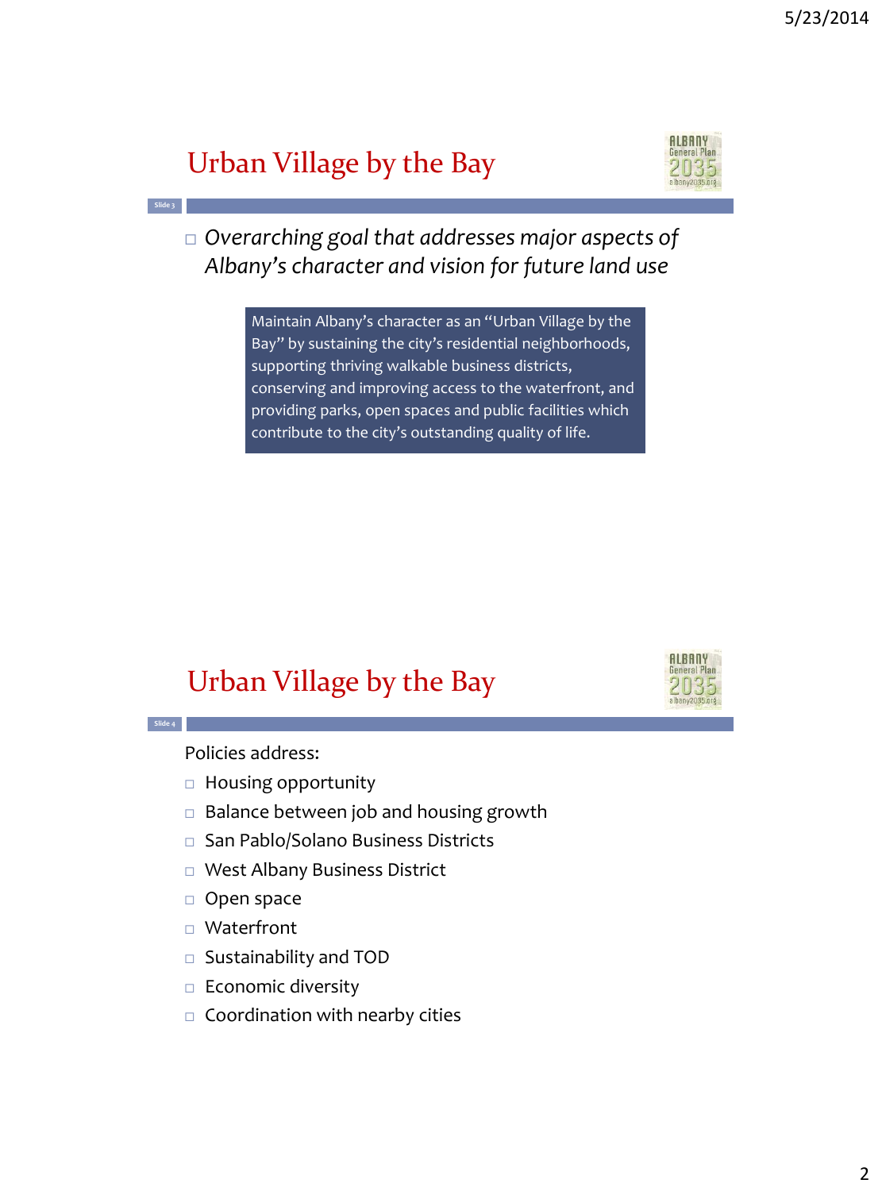## Urban Village by the Bay

- *Overarching goal that addresses major aspects of Albany's character and vision for future land use*

> Maintain Albany's character as an "Urban Village by the Bay" by sustaining the city's residential neighborhoods, supporting thriving walkable business districts, conserving and improving access to the waterfront, and providing parks, open spaces and public facilities which contribute to the city's outstanding quality of life.

## Urban Village by the Bay

Policies address:

- Housing opportunity
- Balance between job and housing growth
- San Pablo/Solano Business Districts
- West Albany Business District
- Open space
- Waterfront
- Sustainability and TOD
- Economic diversity
- Coordination with nearby cities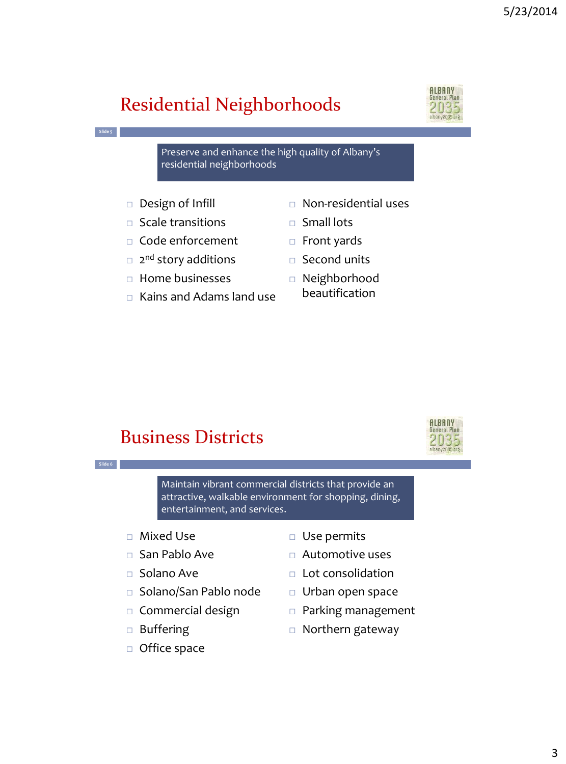## Residential Neighborhoods

Preserve and enhance the high quality of Albany's residential neighborhoods

- Design of Infill
- Scale transitions
- Code enforcement
- 2nd story additions
- Home businesses
- Kains and Adams land use
- Non-residential uses
- Small lots
- Front yards
- Second units
- Neighborhood beautification

## Business Districts

Maintain vibrant commercial districts that provide an attractive, walkable environment for shopping, dining, entertainment, and services.

- Mixed Use
- San Pablo Ave
- Solano Ave
- Solano/San Pablo node
- Commercial design
- Buffering
- Office space
- Use permits
- Automotive uses
- Lot consolidation
- Urban open space
- Parking management
- Northern gateway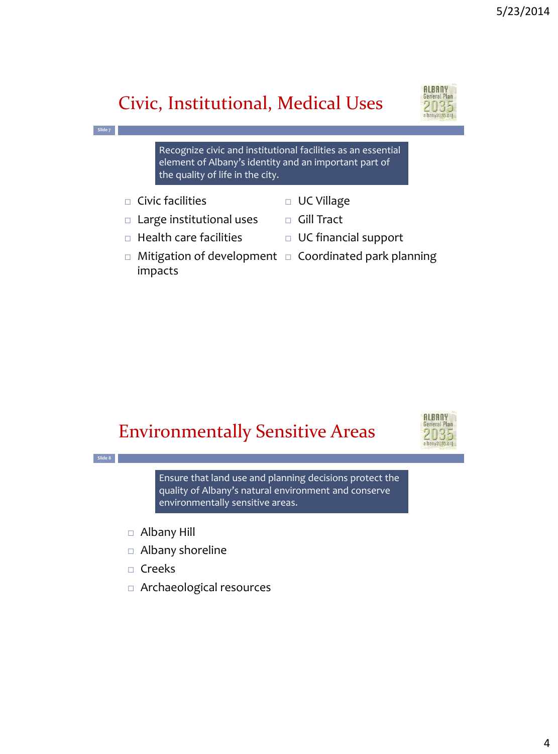## Civic, Institutional, Medical Uses

Slide 7

Recognize civic and institutional facilities as an essential element of Albany's identity and an important part of the quality of life in the city.

- Civic facilities
- Large institutional uses
- Health care facilities
- Mitigation of development impacts
- UC Village
- Gill Tract
- UC financial support
- Coordinated park planning

## Environmentally Sensitive Areas

Slide 8

Ensure that land use and planning decisions protect the quality of Albany's natural environment and conserve environmentally sensitive areas.

- Albany Hill
- Albany shoreline
- Creeks
- Archaeological resources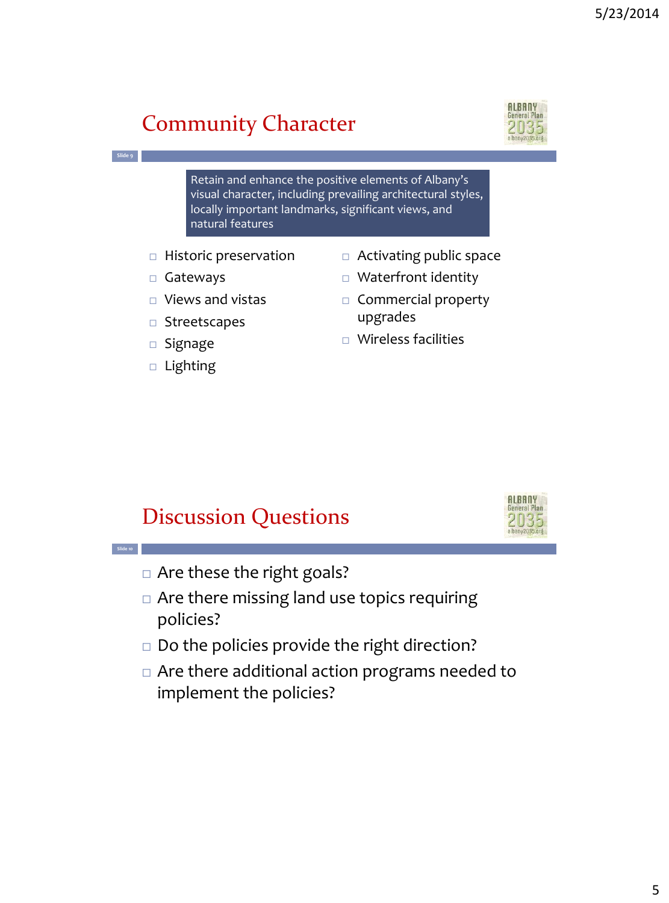## Community Character

Retain and enhance the positive elements of Albany's visual character, including prevailing architectural styles, locally important landmarks, significant views, and natural features

- Historic preservation
- Gateways
- Views and vistas
- Streetscapes
- Signage
- Lighting
- Activating public space
- Waterfront identity
- Commercial property upgrades
- Wireless facilities

## Discussion Questions

- Are these the right goals?
- Are there missing land use topics requiring policies?
- Do the policies provide the right direction?
- Are there additional action programs needed to implement the policies?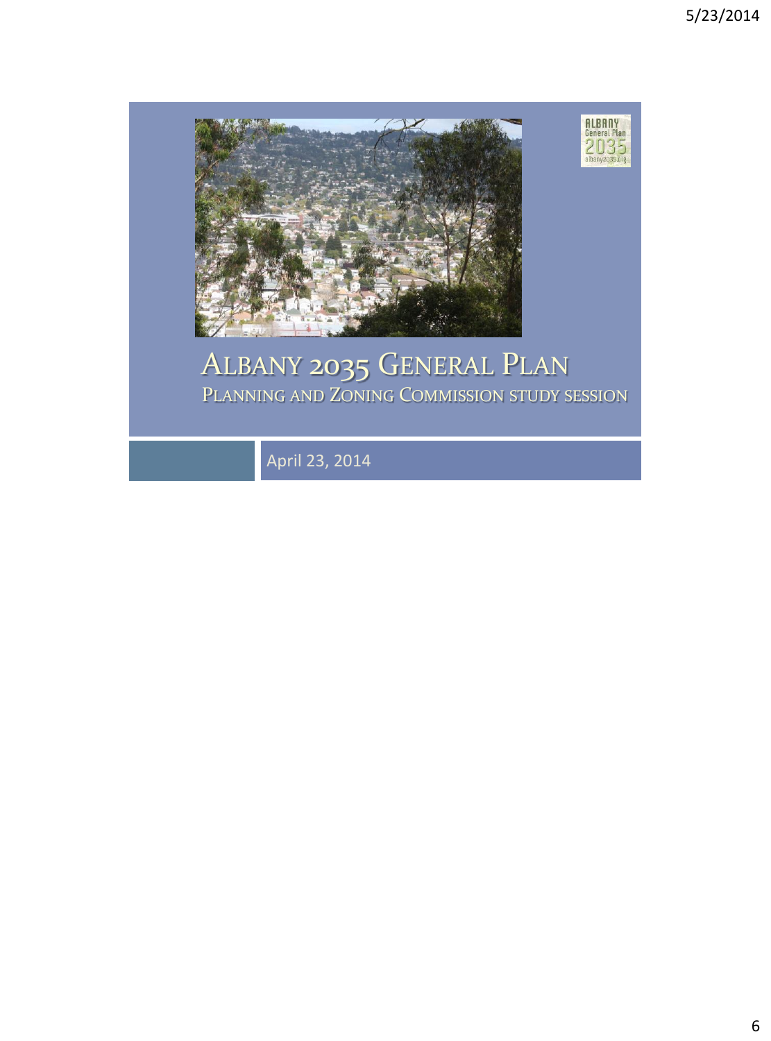# Albany 2035 General Plan

## Planning and Zoning Commission study session

April 23, 2014